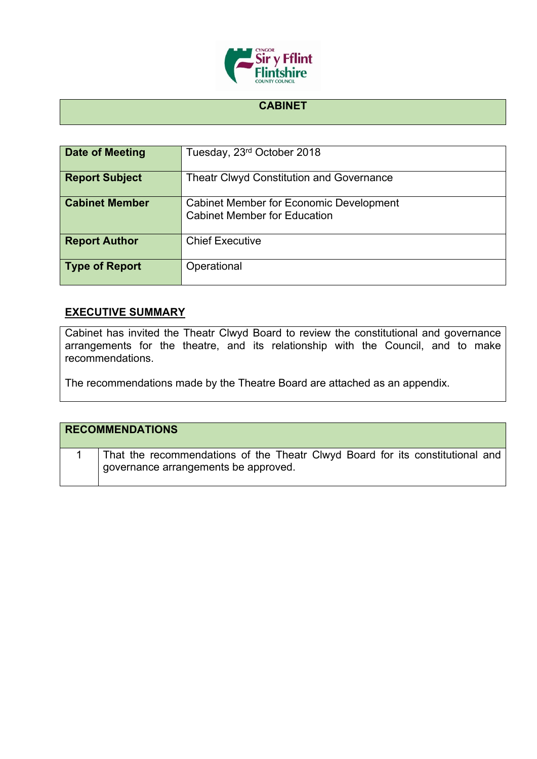# CABINET

| Date of Meeting | Tuesday, 23rd October 2018 |
|---|---|
| Report Subject | Theatr Clwyd Constitution and Governance |
| Cabinet Member | Cabinet Member for Economic Development<br>Cabinet Member for Education |
| Report Author | Chief Executive |
| Type of Report | Operational |

## EXECUTIVE SUMMARY

Cabinet has invited the Theatr Clwyd Board to review the constitutional and governance arrangements for the theatre, and its relationship with the Council, and to make recommendations.

The recommendations made by the Theatre Board are attached as an appendix.

| RECOMMENDATIONS | |
|---|---|
| 1 | That the recommendations of the Theatr Clwyd Board for its constitutional and governance arrangements be approved. |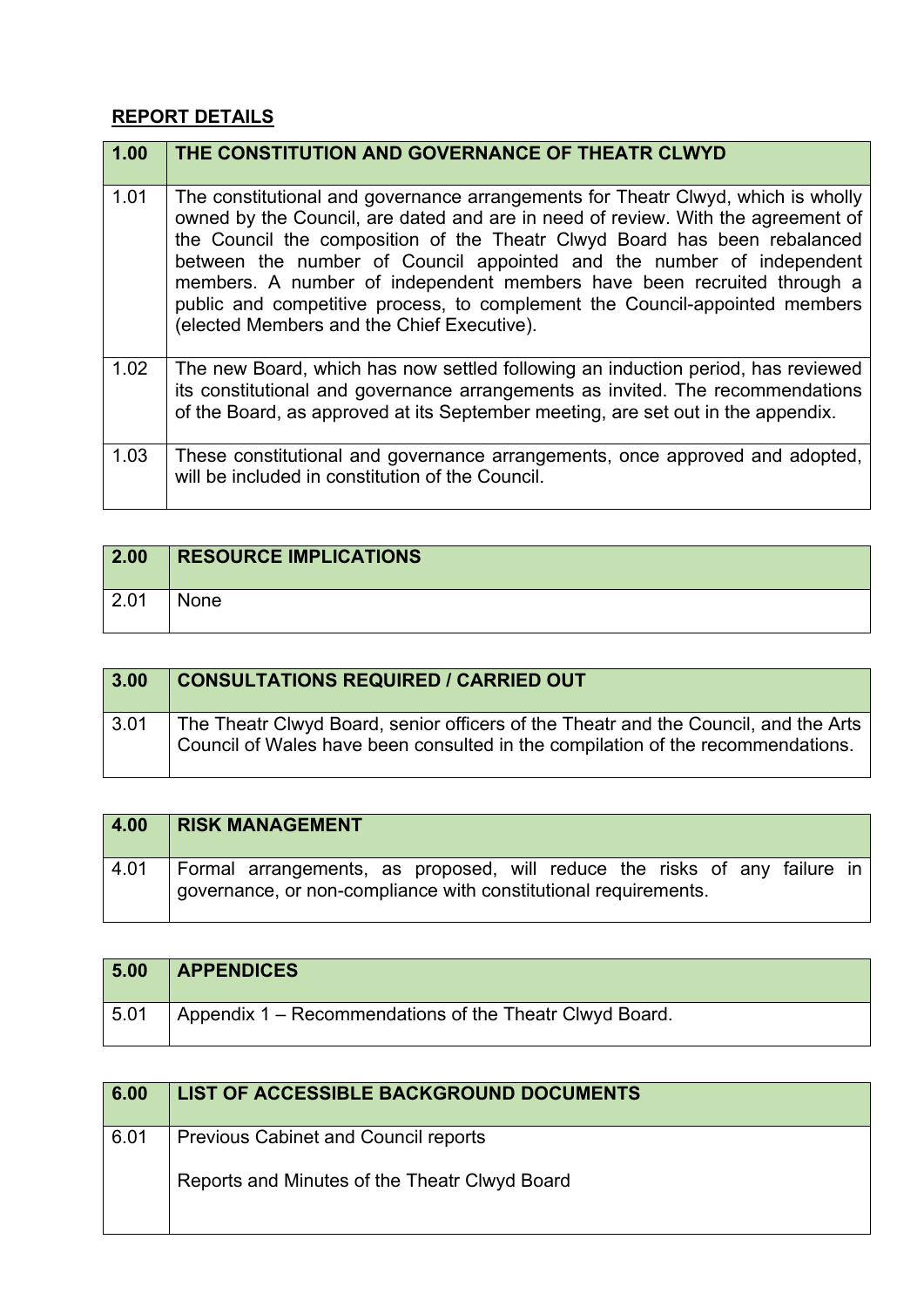## REPORT DETAILS

| 1.00 | THE CONSTITUTION AND GOVERNANCE OF THEATR CLWYD |
|---|---|
| 1.01 | The constitutional and governance arrangements for Theatr Clwyd, which is wholly owned by the Council, are dated and are in need of review. With the agreement of the Council the composition of the Theatr Clwyd Board has been rebalanced between the number of Council appointed and the number of independent members. A number of independent members have been recruited through a public and competitive process, to complement the Council-appointed members (elected Members and the Chief Executive). |
| 1.02 | The new Board, which has now settled following an induction period, has reviewed its constitutional and governance arrangements as invited. The recommendations of the Board, as approved at its September meeting, are set out in the appendix. |
| 1.03 | These constitutional and governance arrangements, once approved and adopted, will be included in constitution of the Council. |

| 2.00 | RESOURCE IMPLICATIONS |
|---|---|
| 2.01 | None |

| 3.00 | CONSULTATIONS REQUIRED / CARRIED OUT |
|---|---|
| 3.01 | The Theatr Clwyd Board, senior officers of the Theatr and the Council, and the Arts Council of Wales have been consulted in the compilation of the recommendations. |

| 4.00 | RISK MANAGEMENT |
|---|---|
| 4.01 | Formal arrangements, as proposed, will reduce the risks of any failure in governance, or non-compliance with constitutional requirements. |

| 5.00 | APPENDICES |
|---|---|
| 5.01 | Appendix 1 – Recommendations of the Theatr Clwyd Board. |

| 6.00 | LIST OF ACCESSIBLE BACKGROUND DOCUMENTS |
|---|---|
| 6.01 | Previous Cabinet and Council reports<br><br>Reports and Minutes of the Theatr Clwyd Board |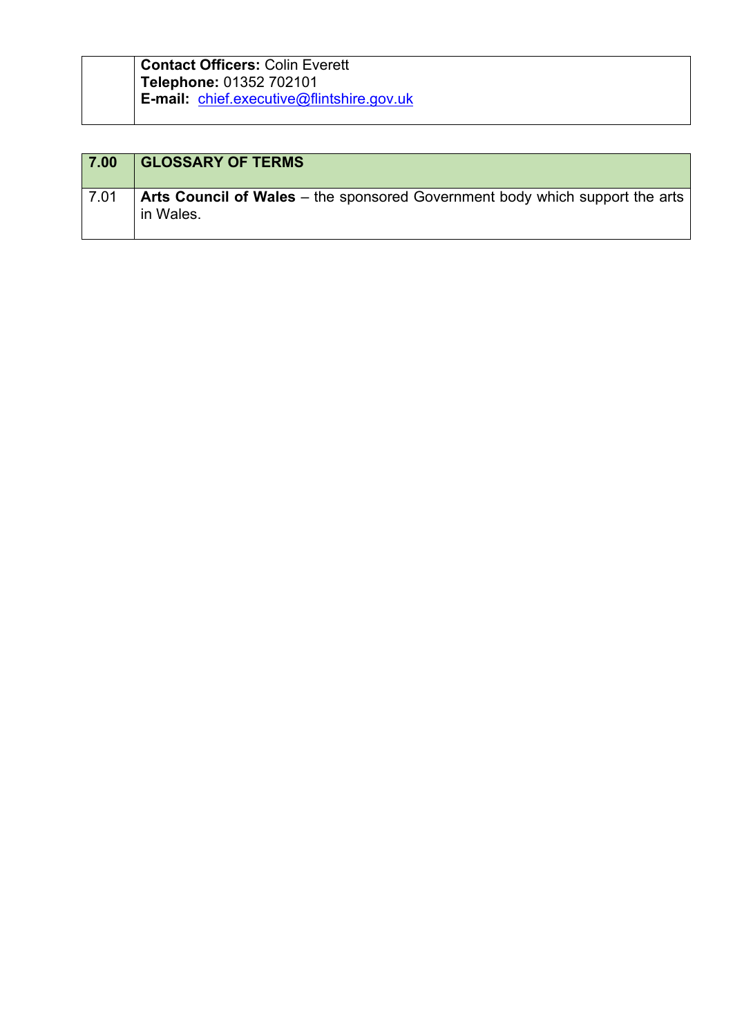| | |
|---|---|
| | **Contact Officers:** Colin Everett<br>**Telephone:** 01352 702101<br>**E-mail:** chief.executive@flintshire.gov.uk |

| **7.00** | **GLOSSARY OF TERMS** |
|---|---|
| 7.01 | **Arts Council of Wales** – the sponsored Government body which support the arts in Wales. |